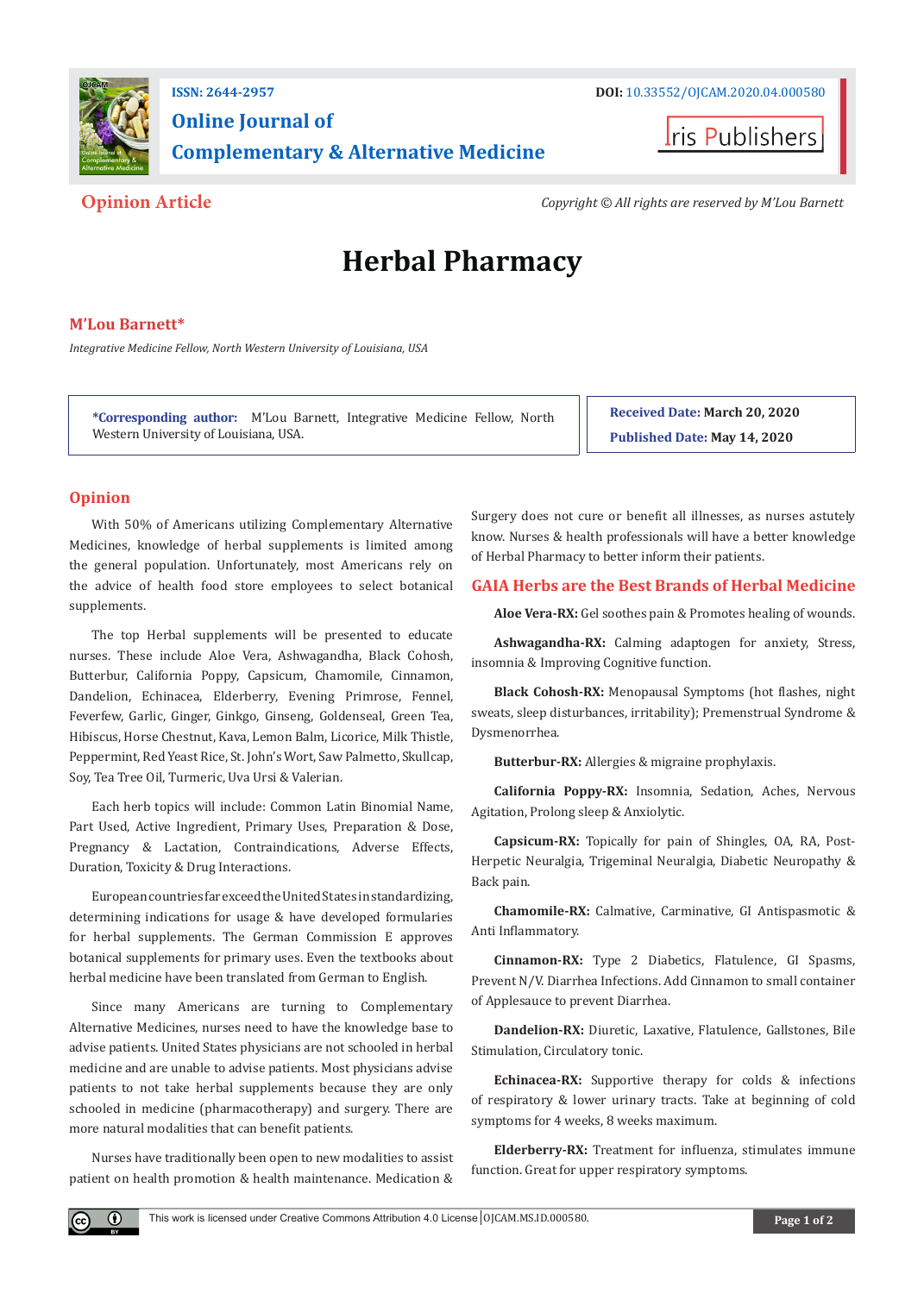ISSN: 2644-2957

**Online Journal of Complementary & Alternative Medicine**

DOI: 10.33552/OJCAM.2020.04.000580

Iris Publishers

**Opinion Article**

*Copyright © All rights are reserved by M'Lou Barnett*

# Herbal Pharmacy

**M'Lou Barnett***

*Integrative Medicine Fellow, North Western University of Louisiana, USA*

***Corresponding author:** M'Lou Barnett, Integrative Medicine Fellow, North Western University of Louisiana, USA.

**Received Date:** March 20, 2020

**Published Date:** May 14, 2020

## Opinion

With 50% of Americans utilizing Complementary Alternative Medicines, knowledge of herbal supplements is limited among the general population. Unfortunately, most Americans rely on the advice of health food store employees to select botanical supplements.

The top Herbal supplements will be presented to educate nurses. These include Aloe Vera, Ashwagandha, Black Cohosh, Butterbur, California Poppy, Capsicum, Chamomile, Cinnamon, Dandelion, Echinacea, Elderberry, Evening Primrose, Fennel, Feverfew, Garlic, Ginger, Ginkgo, Ginseng, Goldenseal, Green Tea, Hibiscus, Horse Chestnut, Kava, Lemon Balm, Licorice, Milk Thistle, Peppermint, Red Yeast Rice, St. John's Wort, Saw Palmetto, Skullcap, Soy, Tea Tree Oil, Turmeric, Uva Ursi & Valerian.

Each herb topics will include: Common Latin Binomial Name, Part Used, Active Ingredient, Primary Uses, Preparation & Dose, Pregnancy & Lactation, Contraindications, Adverse Effects, Duration, Toxicity & Drug Interactions.

European countries far exceed the United States in standardizing, determining indications for usage & have developed formularies for herbal supplements. The German Commission E approves botanical supplements for primary uses. Even the textbooks about herbal medicine have been translated from German to English.

Since many Americans are turning to Complementary Alternative Medicines, nurses need to have the knowledge base to advise patients. United States physicians are not schooled in herbal medicine and are unable to advise patients. Most physicians advise patients to not take herbal supplements because they are only schooled in medicine (pharmacotherapy) and surgery. There are more natural modalities that can benefit patients.

Nurses have traditionally been open to new modalities to assist patient on health promotion & health maintenance. Medication & Surgery does not cure or benefit all illnesses, as nurses astutely know. Nurses & health professionals will have a better knowledge of Herbal Pharmacy to better inform their patients.

## GAIA Herbs are the Best Brands of Herbal Medicine

**Aloe Vera-RX:** Gel soothes pain & Promotes healing of wounds.

**Ashwagandha-RX:** Calming adaptogen for anxiety, Stress, insomnia & Improving Cognitive function.

**Black Cohosh-RX:** Menopausal Symptoms (hot flashes, night sweats, sleep disturbances, irritability); Premenstrual Syndrome & Dysmenorrhea.

**Butterbur-RX:** Allergies & migraine prophylaxis.

**California Poppy-RX:** Insomnia, Sedation, Aches, Nervous Agitation, Prolong sleep & Anxiolytic.

**Capsicum-RX:** Topically for pain of Shingles, OA, RA, Post-Herpetic Neuralgia, Trigeminal Neuralgia, Diabetic Neuropathy & Back pain.

**Chamomile-RX:** Calmative, Carminative, GI Antispasmotic & Anti Inflammatory.

**Cinnamon-RX:** Type 2 Diabetics, Flatulence, GI Spasms, Prevent N/V. Diarrhea Infections. Add Cinnamon to small container of Applesauce to prevent Diarrhea.

**Dandelion-RX:** Diuretic, Laxative, Flatulence, Gallstones, Bile Stimulation, Circulatory tonic.

**Echinacea-RX:** Supportive therapy for colds & infections of respiratory & lower urinary tracts. Take at beginning of cold symptoms for 4 weeks, 8 weeks maximum.

**Elderberry-RX:** Treatment for influenza, stimulates immune function. Great for upper respiratory symptoms.

This work is licensed under Creative Commons Attribution 4.0 License | OJCAM.MS.ID.000580.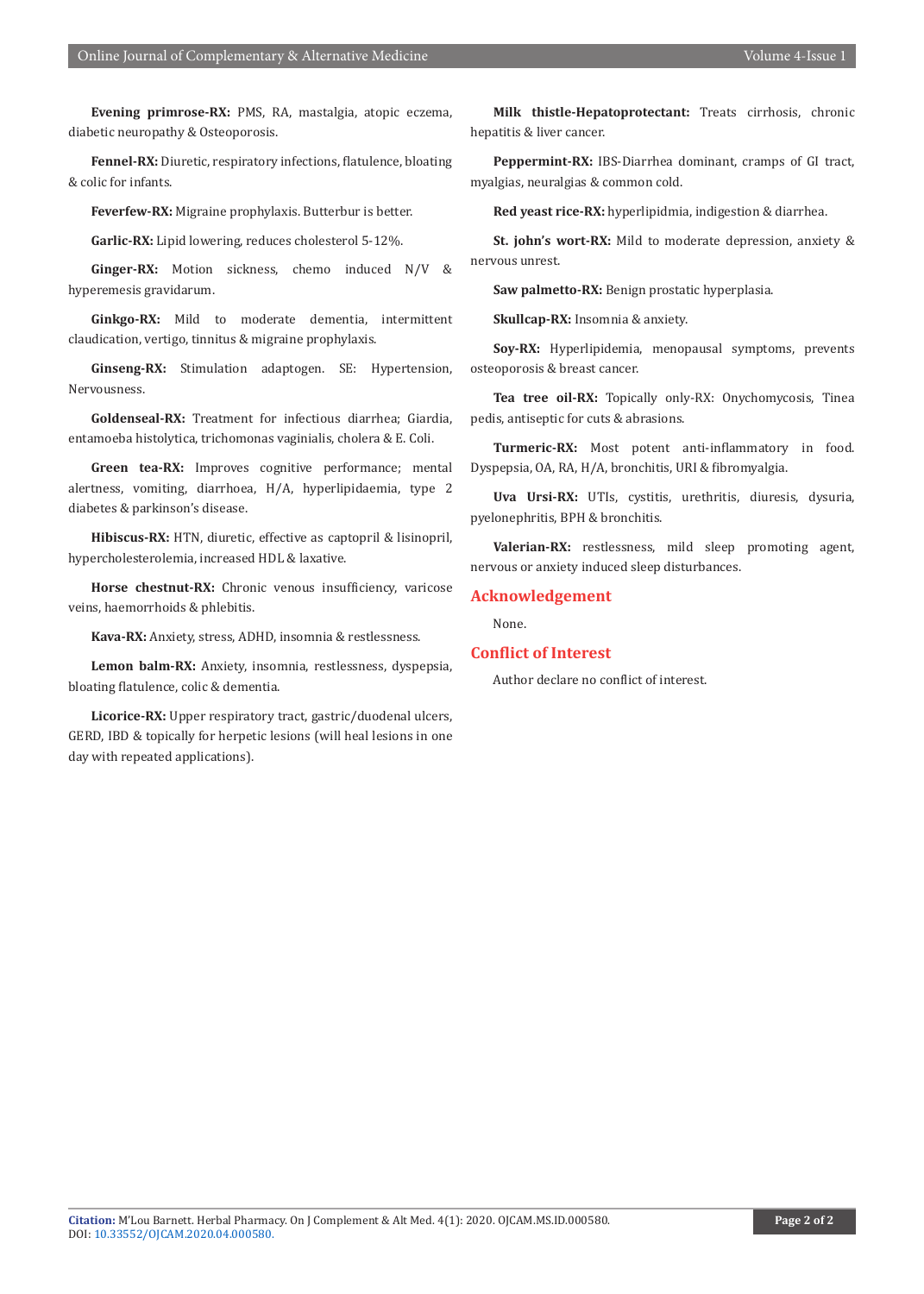**Evening primrose-RX:** PMS, RA, mastalgia, atopic eczema, diabetic neuropathy & Osteoporosis.

**Fennel-RX:** Diuretic, respiratory infections, flatulence, bloating & colic for infants.

**Feverfew-RX:** Migraine prophylaxis. Butterbur is better.

**Garlic-RX:** Lipid lowering, reduces cholesterol 5-12%.

**Ginger-RX:** Motion sickness, chemo induced N/V & hyperemesis gravidarum.

**Ginkgo-RX:** Mild to moderate dementia, intermittent claudication, vertigo, tinnitus & migraine prophylaxis.

**Ginseng-RX:** Stimulation adaptogen. SE: Hypertension, Nervousness.

**Goldenseal-RX:** Treatment for infectious diarrhea; Giardia, entamoeba histolytica, trichomonas vaginialis, cholera & E. Coli.

**Green tea-RX:** Improves cognitive performance; mental alertness, vomiting, diarrhoea, H/A, hyperlipidaemia, type 2 diabetes & parkinson's disease.

**Hibiscus-RX:** HTN, diuretic, effective as captopril & lisinopril, hypercholesterolemia, increased HDL & laxative.

**Horse chestnut-RX:** Chronic venous insufficiency, varicose veins, haemorrhoids & phlebitis.

**Kava-RX:** Anxiety, stress, ADHD, insomnia & restlessness.

**Lemon balm-RX:** Anxiety, insomnia, restlessness, dyspepsia, bloating flatulence, colic & dementia.

**Licorice-RX:** Upper respiratory tract, gastric/duodenal ulcers, GERD, IBD & topically for herpetic lesions (will heal lesions in one day with repeated applications).

**Milk thistle-Hepatoprotectant:** Treats cirrhosis, chronic hepatitis & liver cancer.

**Peppermint-RX:** IBS-Diarrhea dominant, cramps of GI tract, myalgias, neuralgias & common cold.

**Red yeast rice-RX:** hyperlipidmia, indigestion & diarrhea.

**St. john's wort-RX:** Mild to moderate depression, anxiety & nervous unrest.

**Saw palmetto-RX:** Benign prostatic hyperplasia.

**Skullcap-RX:** Insomnia & anxiety.

**Soy-RX:** Hyperlipidemia, menopausal symptoms, prevents osteoporosis & breast cancer.

**Tea tree oil-RX:** Topically only-RX: Onychomycosis, Tinea pedis, antiseptic for cuts & abrasions.

**Turmeric-RX:** Most potent anti-inflammatory in food. Dyspepsia, OA, RA, H/A, bronchitis, URI & fibromyalgia.

**Uva Ursi-RX:** UTIs, cystitis, urethritis, diuresis, dysuria, pyelonephritis, BPH & bronchitis.

**Valerian-RX:** restlessness, mild sleep promoting agent, nervous or anxiety induced sleep disturbances.

## Acknowledgement

None.

## Conflict of Interest

Author declare no conflict of interest.